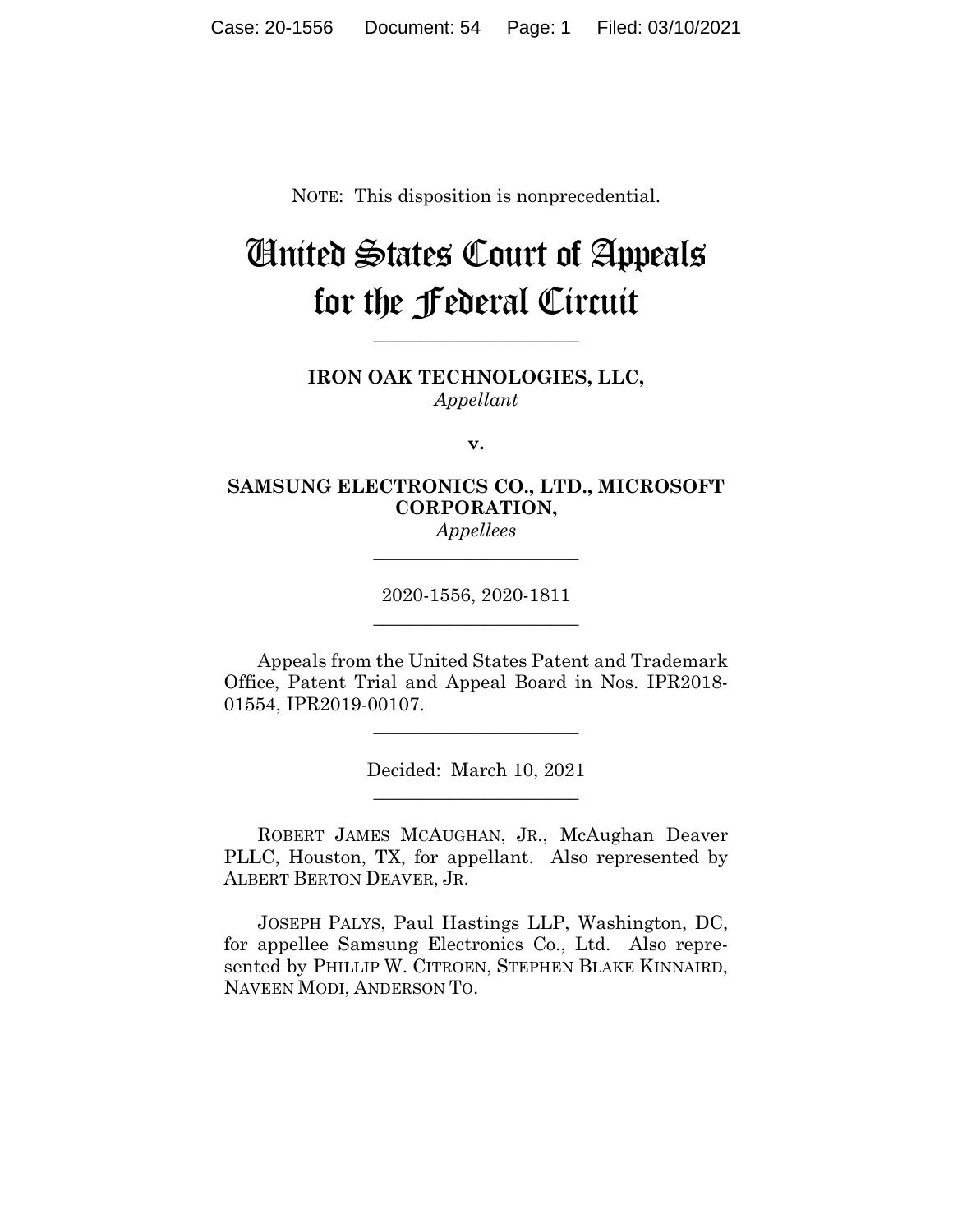NOTE: This disposition is nonprecedential.

# United States Court of Appeals for the Federal Circuit

______________________

**IRON OAK TECHNOLOGIES, LLC,**
*Appellant*

**v.**

**SAMSUNG ELECTRONICS CO., LTD., MICROSOFT CORPORATION,**
*Appellees*

______________________

2020-1556, 2020-1811

______________________

Appeals from the United States Patent and Trademark Office, Patent Trial and Appeal Board in Nos. IPR2018-01554, IPR2019-00107.

______________________

Decided: March 10, 2021

______________________

ROBERT JAMES MCAUGHAN, JR., McAughan Deaver PLLC, Houston, TX, for appellant. Also represented by ALBERT BERTON DEAVER, JR.

JOSEPH PALYS, Paul Hastings LLP, Washington, DC, for appellee Samsung Electronics Co., Ltd. Also represented by PHILLIP W. CITROEN, STEPHEN BLAKE KINNAIRD, NAVEEN MODI, ANDERSON TO.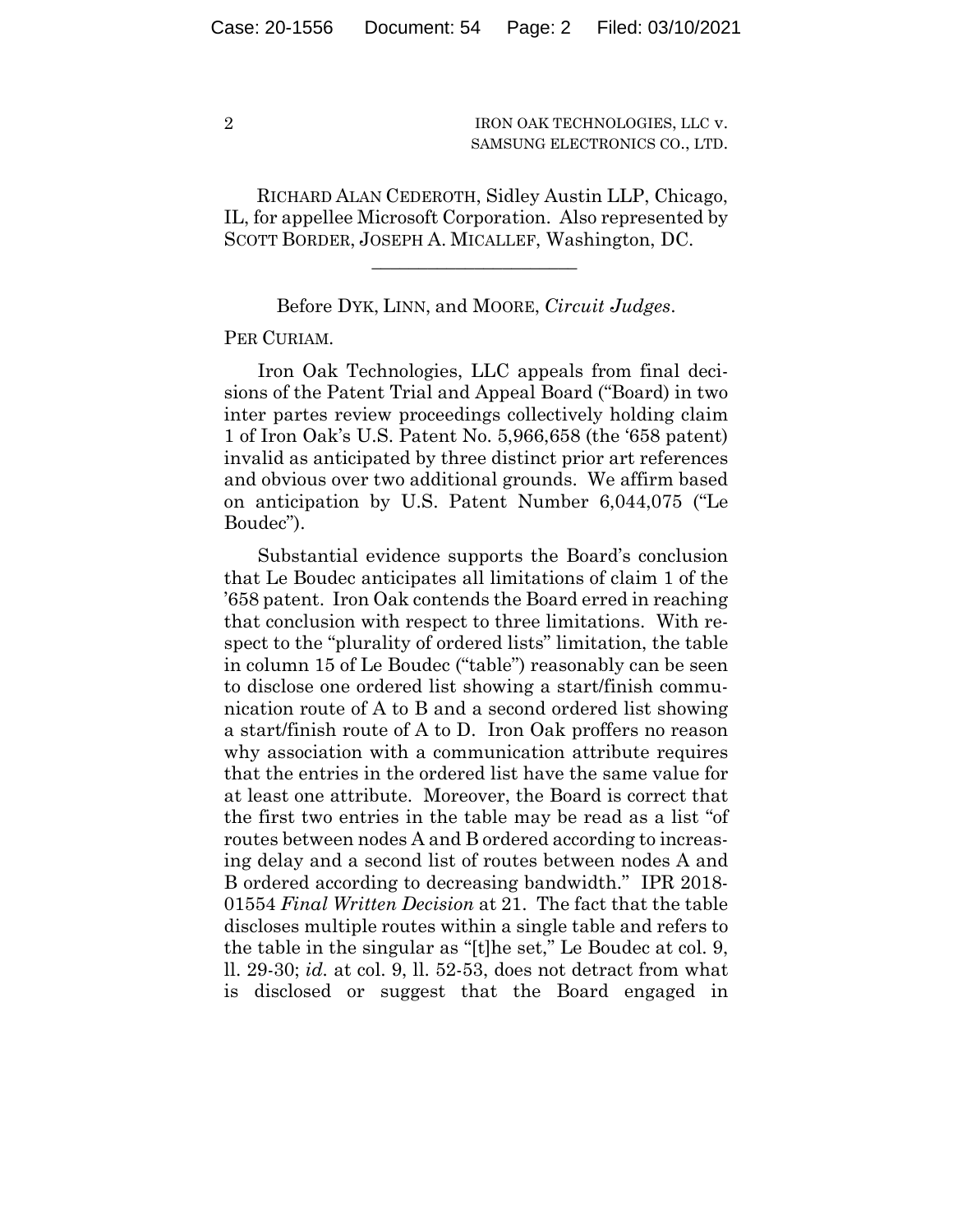RICHARD ALAN CEDEROTH, Sidley Austin LLP, Chicago, IL, for appellee Microsoft Corporation. Also represented by SCOTT BORDER, JOSEPH A. MICALLEF, Washington, DC.

———————————————

Before DYK, LINN, and MOORE, *Circuit Judges*.

PER CURIAM.

Iron Oak Technologies, LLC appeals from final decisions of the Patent Trial and Appeal Board ("Board) in two inter partes review proceedings collectively holding claim 1 of Iron Oak's U.S. Patent No. 5,966,658 (the '658 patent) invalid as anticipated by three distinct prior art references and obvious over two additional grounds. We affirm based on anticipation by U.S. Patent Number 6,044,075 ("Le Boudec").

Substantial evidence supports the Board's conclusion that Le Boudec anticipates all limitations of claim 1 of the '658 patent. Iron Oak contends the Board erred in reaching that conclusion with respect to three limitations. With respect to the "plurality of ordered lists" limitation, the table in column 15 of Le Boudec ("table") reasonably can be seen to disclose one ordered list showing a start/finish communication route of A to B and a second ordered list showing a start/finish route of A to D. Iron Oak proffers no reason why association with a communication attribute requires that the entries in the ordered list have the same value for at least one attribute. Moreover, the Board is correct that the first two entries in the table may be read as a list "of routes between nodes A and B ordered according to increasing delay and a second list of routes between nodes A and B ordered according to decreasing bandwidth." IPR 2018-01554 *Final Written Decision* at 21. The fact that the table discloses multiple routes within a single table and refers to the table in the singular as "[t]he set," Le Boudec at col. 9, ll. 29-30; *id.* at col. 9, ll. 52-53, does not detract from what is disclosed or suggest that the Board engaged in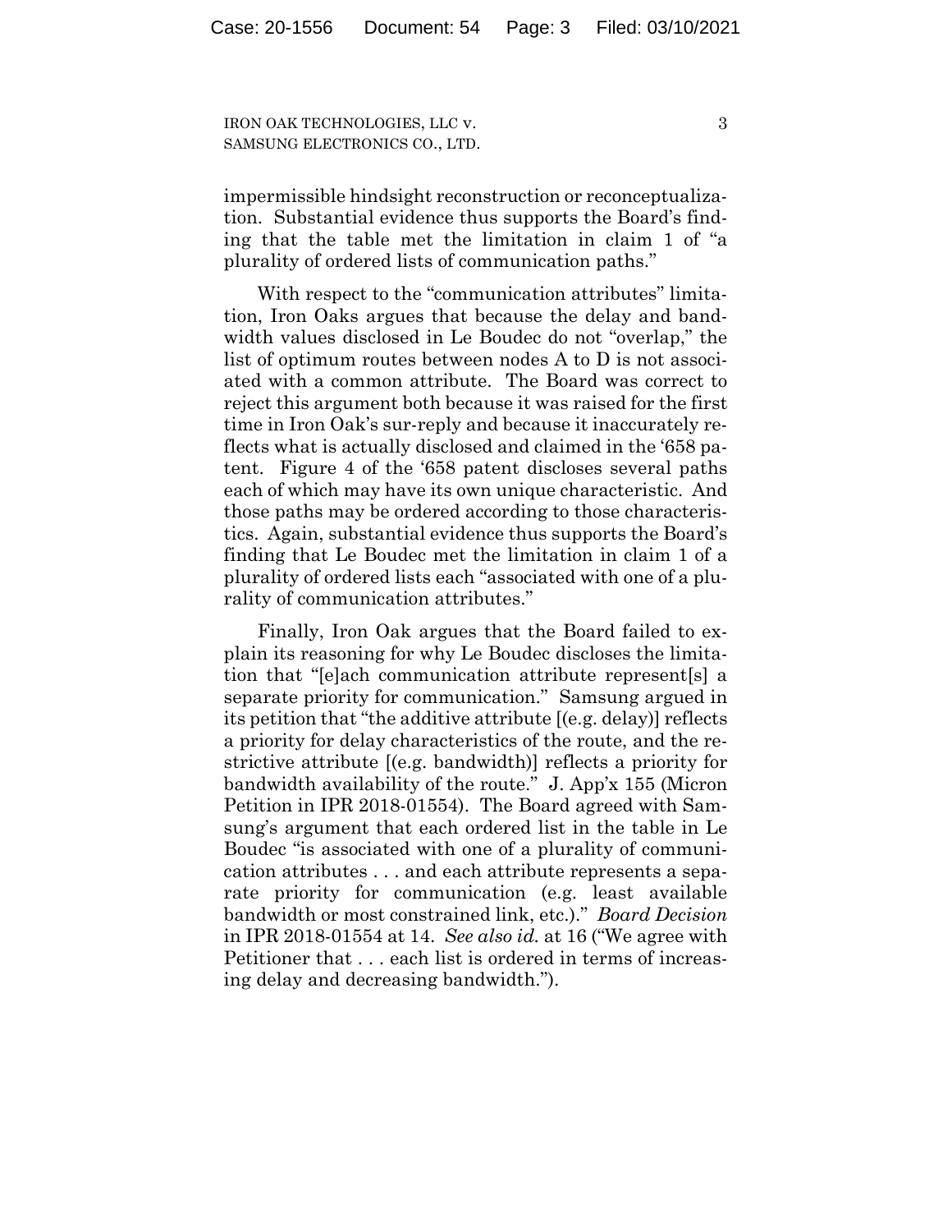impermissible hindsight reconstruction or reconceptualization. Substantial evidence thus supports the Board's finding that the table met the limitation in claim 1 of "a plurality of ordered lists of communication paths."

With respect to the "communication attributes" limitation, Iron Oaks argues that because the delay and bandwidth values disclosed in Le Boudec do not "overlap," the list of optimum routes between nodes A to D is not associated with a common attribute. The Board was correct to reject this argument both because it was raised for the first time in Iron Oak's sur-reply and because it inaccurately reflects what is actually disclosed and claimed in the '658 patent. Figure 4 of the '658 patent discloses several paths each of which may have its own unique characteristic. And those paths may be ordered according to those characteristics. Again, substantial evidence thus supports the Board's finding that Le Boudec met the limitation in claim 1 of a plurality of ordered lists each "associated with one of a plurality of communication attributes."

Finally, Iron Oak argues that the Board failed to explain its reasoning for why Le Boudec discloses the limitation that "[e]ach communication attribute represent[s] a separate priority for communication." Samsung argued in its petition that "the additive attribute [(e.g. delay)] reflects a priority for delay characteristics of the route, and the restrictive attribute [(e.g. bandwidth)] reflects a priority for bandwidth availability of the route." J. App'x 155 (Micron Petition in IPR 2018-01554). The Board agreed with Samsung's argument that each ordered list in the table in Le Boudec "is associated with one of a plurality of communication attributes . . . and each attribute represents a separate priority for communication (e.g. least available bandwidth or most constrained link, etc.)." *Board Decision* in IPR 2018-01554 at 14. *See also id.* at 16 ("We agree with Petitioner that . . . each list is ordered in terms of increasing delay and decreasing bandwidth.").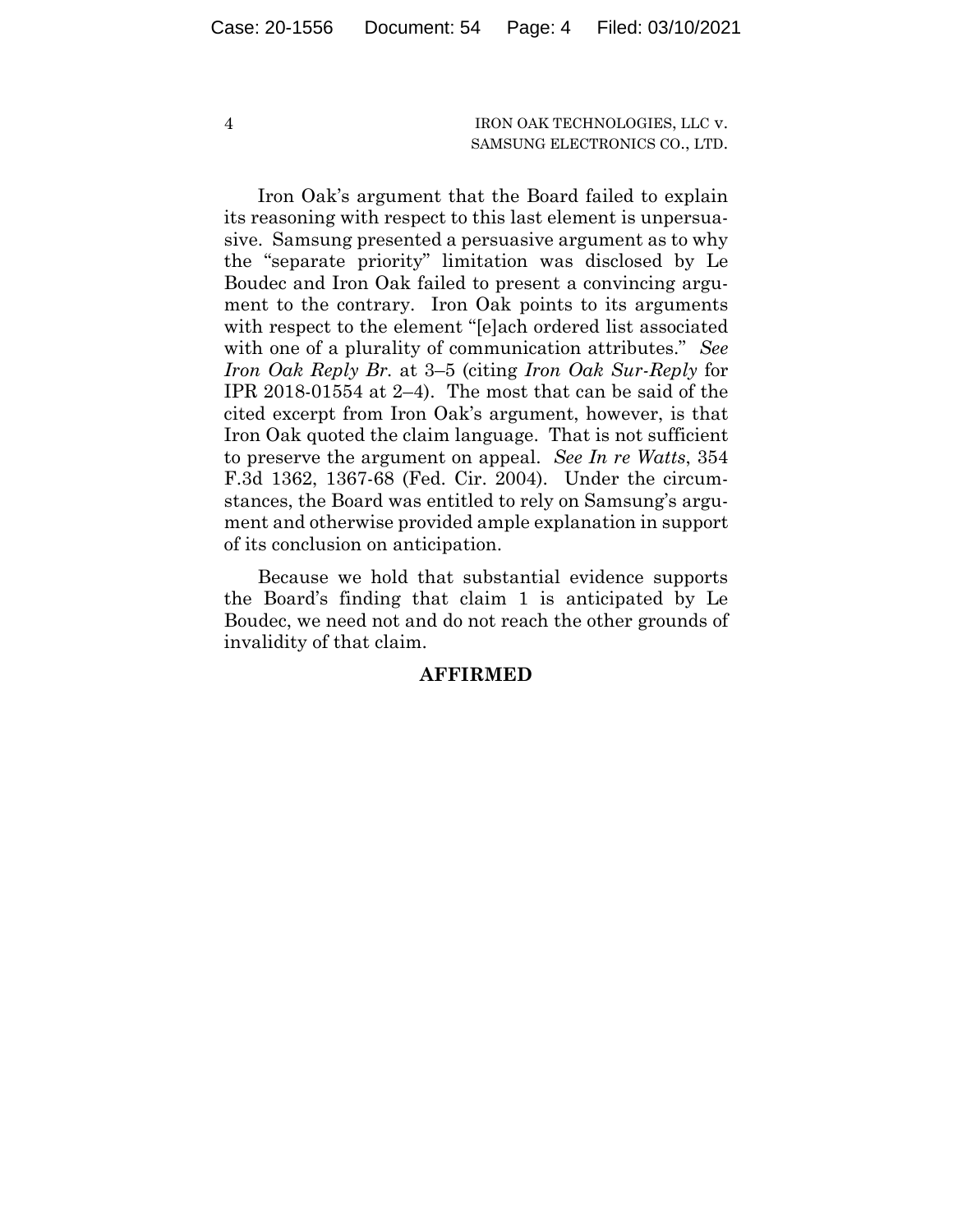Iron Oak's argument that the Board failed to explain its reasoning with respect to this last element is unpersuasive. Samsung presented a persuasive argument as to why the "separate priority" limitation was disclosed by Le Boudec and Iron Oak failed to present a convincing argument to the contrary. Iron Oak points to its arguments with respect to the element "[e]ach ordered list associated with one of a plurality of communication attributes." *See Iron Oak Reply Br.* at 3–5 (citing *Iron Oak Sur-Reply* for IPR 2018-01554 at 2–4). The most that can be said of the cited excerpt from Iron Oak's argument, however, is that Iron Oak quoted the claim language. That is not sufficient to preserve the argument on appeal. *See In re Watts*, 354 F.3d 1362, 1367-68 (Fed. Cir. 2004). Under the circumstances, the Board was entitled to rely on Samsung's argument and otherwise provided ample explanation in support of its conclusion on anticipation.

Because we hold that substantial evidence supports the Board's finding that claim 1 is anticipated by Le Boudec, we need not and do not reach the other grounds of invalidity of that claim.

**AFFIRMED**